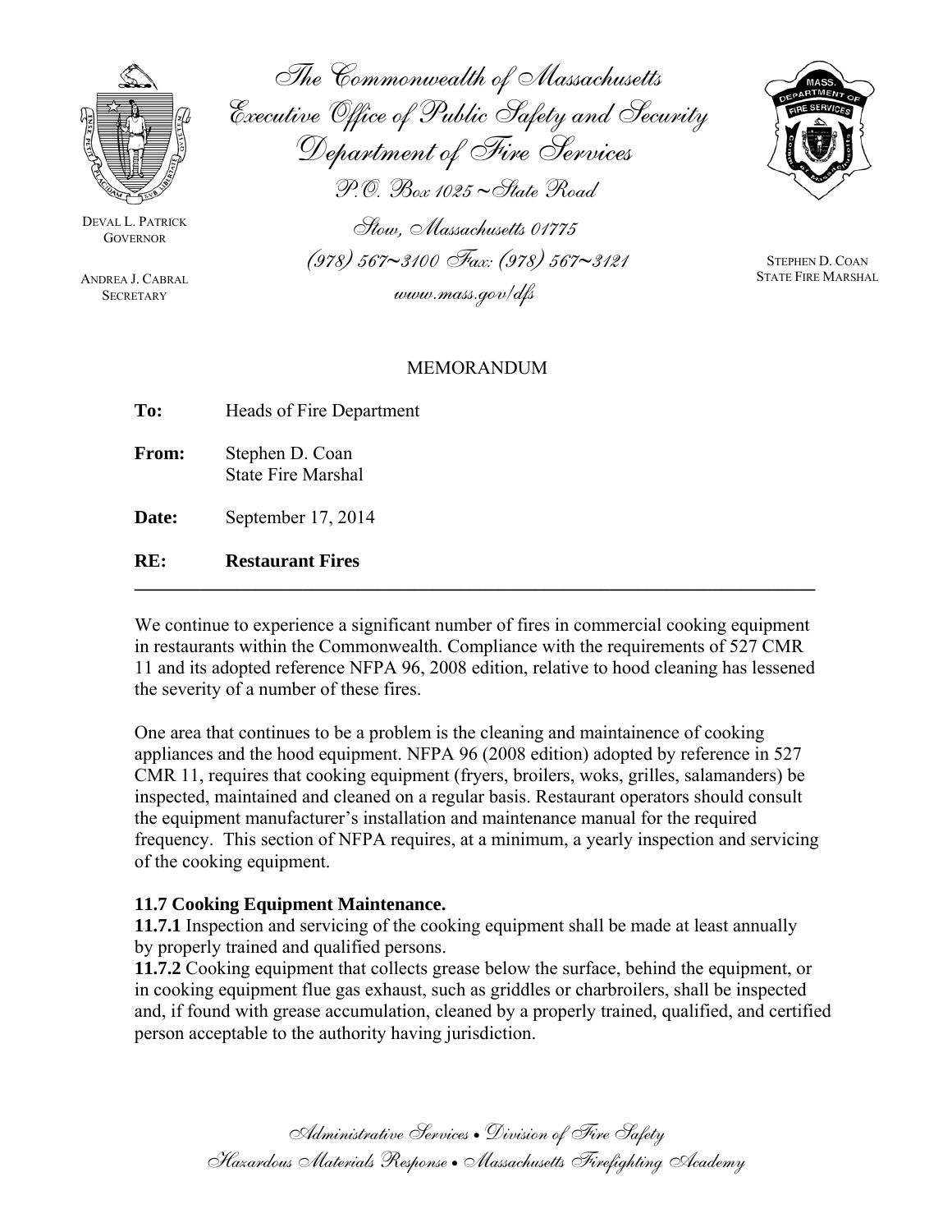The Commonwealth of Massachusetts
Executive Office of Public Safety and Security
Department of Fire Services
P.O. Box 1025 ~State Road
Stow, Massachusetts 01775
(978) 567~3100 Fax: (978) 567~3121
www.mass.gov/dfs

DEVAL L. PATRICK
GOVERNOR

ANDREA J. CABRAL
SECRETARY

STEPHEN D. COAN
STATE FIRE MARSHAL

MEMORANDUM

**To:** Heads of Fire Department

**From:** Stephen D. Coan
State Fire Marshal

**Date:** September 17, 2014

**RE:** **Restaurant Fires**

---

We continue to experience a significant number of fires in commercial cooking equipment in restaurants within the Commonwealth. Compliance with the requirements of 527 CMR 11 and its adopted reference NFPA 96, 2008 edition, relative to hood cleaning has lessened the severity of a number of these fires.

One area that continues to be a problem is the cleaning and maintainence of cooking appliances and the hood equipment. NFPA 96 (2008 edition) adopted by reference in 527 CMR 11, requires that cooking equipment (fryers, broilers, woks, grilles, salamanders) be inspected, maintained and cleaned on a regular basis. Restaurant operators should consult the equipment manufacturer's installation and maintenance manual for the required frequency. This section of NFPA requires, at a minimum, a yearly inspection and servicing of the cooking equipment.

**11.7 Cooking Equipment Maintenance.**
**11.7.1** Inspection and servicing of the cooking equipment shall be made at least annually by properly trained and qualified persons.
**11.7.2** Cooking equipment that collects grease below the surface, behind the equipment, or in cooking equipment flue gas exhaust, such as griddles or charbroilers, shall be inspected and, if found with grease accumulation, cleaned by a properly trained, qualified, and certified person acceptable to the authority having jurisdiction.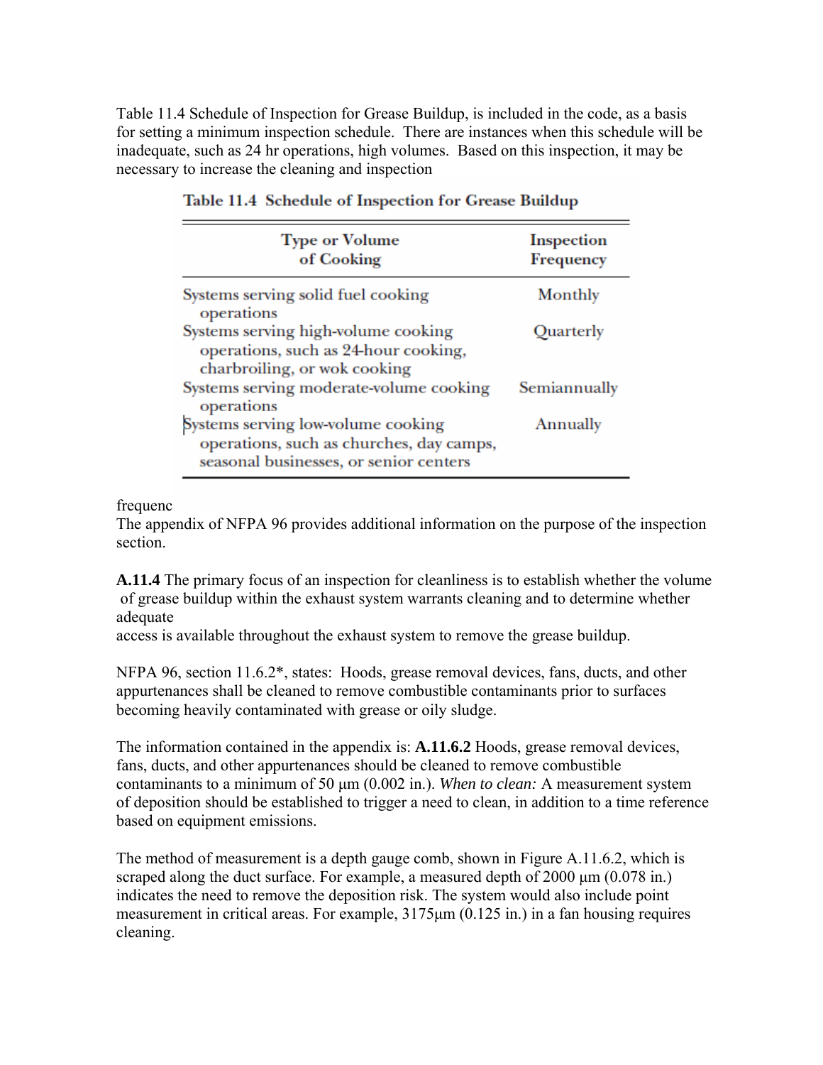Table 11.4 Schedule of Inspection for Grease Buildup, is included in the code, as a basis for setting a minimum inspection schedule. There are instances when this schedule will be inadequate, such as 24 hr operations, high volumes. Based on this inspection, it may be necessary to increase the cleaning and inspection

**Table 11.4 Schedule of Inspection for Grease Buildup**

| Type or Volume of Cooking | Inspection Frequency |
|---|---|
| Systems serving solid fuel cooking operations | Monthly |
| Systems serving high-volume cooking operations, such as 24-hour cooking, charbroiling, or wok cooking | Quarterly |
| Systems serving moderate-volume cooking operations | Semiannually |
| Systems serving low-volume cooking operations, such as churches, day camps, seasonal businesses, or senior centers | Annually |

frequenc

The appendix of NFPA 96 provides additional information on the purpose of the inspection section.

**A.11.4** The primary focus of an inspection for cleanliness is to establish whether the volume of grease buildup within the exhaust system warrants cleaning and to determine whether adequate access is available throughout the exhaust system to remove the grease buildup.

NFPA 96, section 11.6.2*, states: Hoods, grease removal devices, fans, ducts, and other appurtenances shall be cleaned to remove combustible contaminants prior to surfaces becoming heavily contaminated with grease or oily sludge.

The information contained in the appendix is: **A.11.6.2** Hoods, grease removal devices, fans, ducts, and other appurtenances should be cleaned to remove combustible contaminants to a minimum of 50 µm (0.002 in.). *When to clean:* A measurement system of deposition should be established to trigger a need to clean, in addition to a time reference based on equipment emissions.

The method of measurement is a depth gauge comb, shown in Figure A.11.6.2, which is scraped along the duct surface. For example, a measured depth of 2000 µm (0.078 in.) indicates the need to remove the deposition risk. The system would also include point measurement in critical areas. For example, 3175µm (0.125 in.) in a fan housing requires cleaning.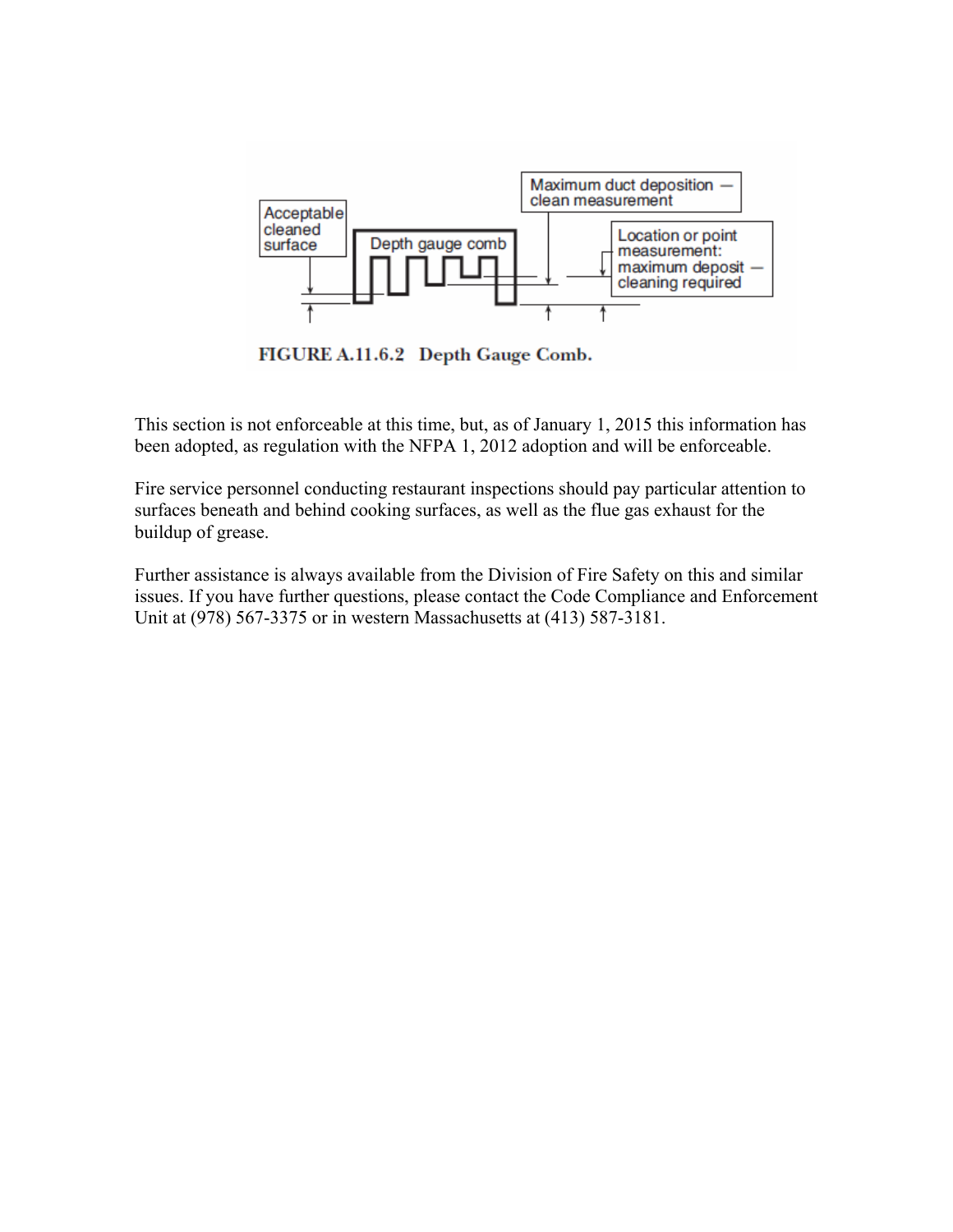Acceptable cleaned surface

Depth gauge comb

Maximum duct deposition — clean measurement

Location or point measurement: maximum deposit — cleaning required

**FIGURE A.11.6.2 Depth Gauge Comb.**

This section is not enforceable at this time, but, as of January 1, 2015 this information has been adopted, as regulation with the NFPA 1, 2012 adoption and will be enforceable.

Fire service personnel conducting restaurant inspections should pay particular attention to surfaces beneath and behind cooking surfaces, as well as the flue gas exhaust for the buildup of grease.

Further assistance is always available from the Division of Fire Safety on this and similar issues. If you have further questions, please contact the Code Compliance and Enforcement Unit at (978) 567-3375 or in western Massachusetts at (413) 587-3181.